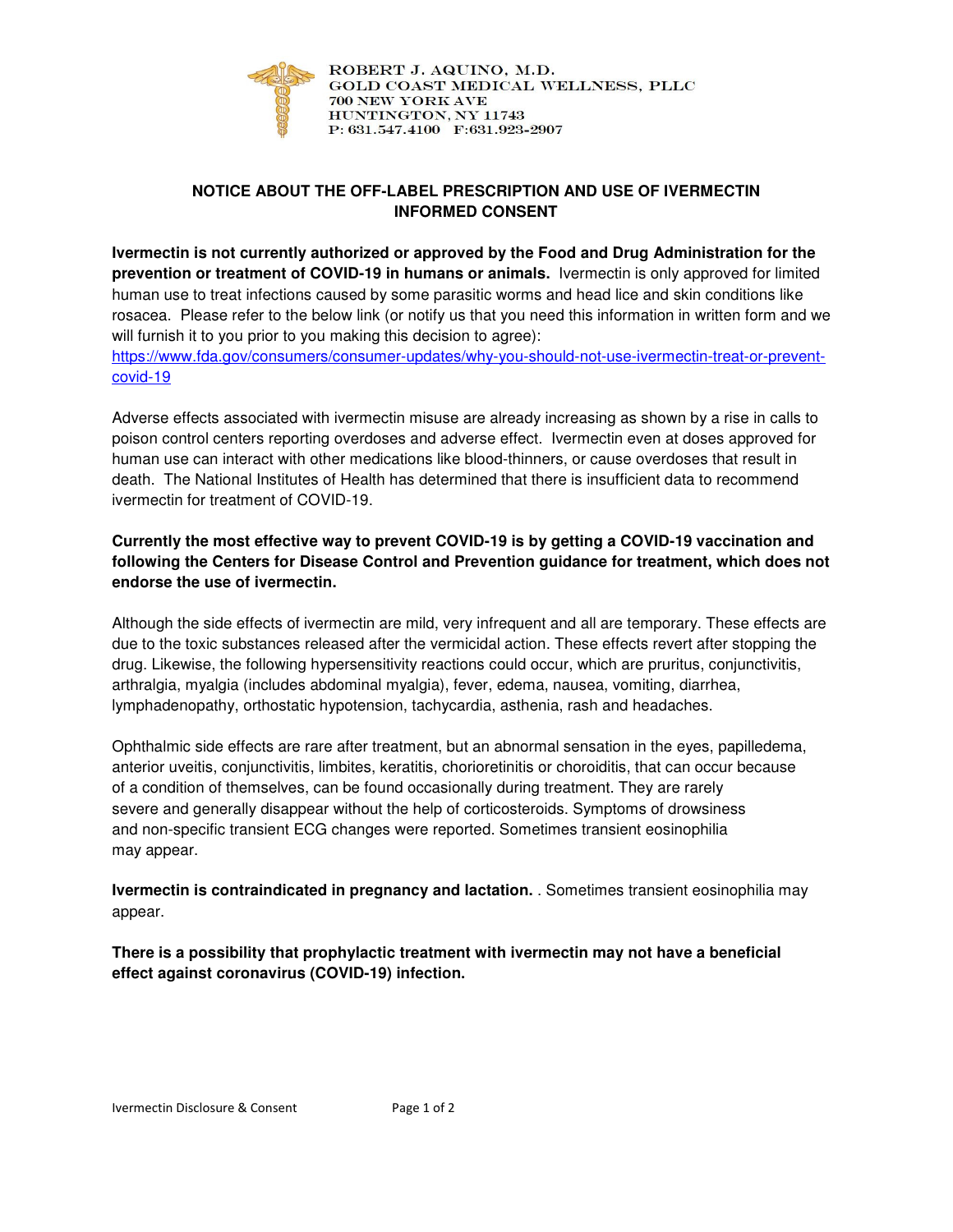ROBERT J. AQUINO, M.D.
GOLD COAST MEDICAL WELLNESS, PLLC
700 NEW YORK AVE
HUNTINGTON, NY 11743
P: 631.547.4100 F:631.923-2907

**NOTICE ABOUT THE OFF-LABEL PRESCRIPTION AND USE OF IVERMECTIN INFORMED CONSENT**

**Ivermectin is not currently authorized or approved by the Food and Drug Administration for the prevention or treatment of COVID-19 in humans or animals.** Ivermectin is only approved for limited human use to treat infections caused by some parasitic worms and head lice and skin conditions like rosacea. Please refer to the below link (or notify us that you need this information in written form and we will furnish it to you prior to you making this decision to agree): https://www.fda.gov/consumers/consumer-updates/why-you-should-not-use-ivermectin-treat-or-prevent-covid-19

Adverse effects associated with ivermectin misuse are already increasing as shown by a rise in calls to poison control centers reporting overdoses and adverse effect. Ivermectin even at doses approved for human use can interact with other medications like blood-thinners, or cause overdoses that result in death. The National Institutes of Health has determined that there is insufficient data to recommend ivermectin for treatment of COVID-19.

**Currently the most effective way to prevent COVID-19 is by getting a COVID-19 vaccination and following the Centers for Disease Control and Prevention guidance for treatment, which does not endorse the use of ivermectin.**

Although the side effects of ivermectin are mild, very infrequent and all are temporary. These effects are due to the toxic substances released after the vermicidal action. These effects revert after stopping the drug. Likewise, the following hypersensitivity reactions could occur, which are pruritus, conjunctivitis, arthralgia, myalgia (includes abdominal myalgia), fever, edema, nausea, vomiting, diarrhea, lymphadenopathy, orthostatic hypotension, tachycardia, asthenia, rash and headaches.

Ophthalmic side effects are rare after treatment, but an abnormal sensation in the eyes, papilledema, anterior uveitis, conjunctivitis, limbites, keratitis, chorioretinitis or choroiditis, that can occur because of a condition of themselves, can be found occasionally during treatment. They are rarely severe and generally disappear without the help of corticosteroids. Symptoms of drowsiness and non-specific transient ECG changes were reported. Sometimes transient eosinophilia may appear.

**Ivermectin is contraindicated in pregnancy and lactation.** . Sometimes transient eosinophilia may appear.

**There is a possibility that prophylactic treatment with ivermectin may not have a beneficial effect against coronavirus (COVID-19) infection.**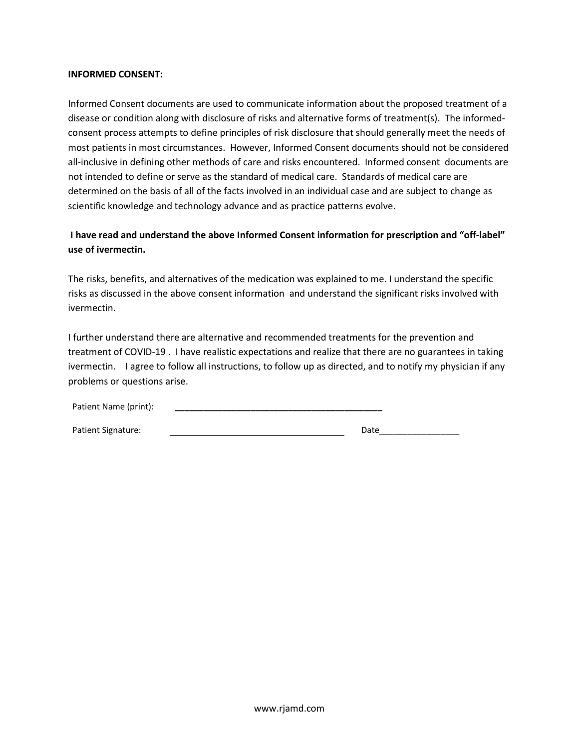**INFORMED CONSENT:**

Informed Consent documents are used to communicate information about the proposed treatment of a disease or condition along with disclosure of risks and alternative forms of treatment(s). The informed-consent process attempts to define principles of risk disclosure that should generally meet the needs of most patients in most circumstances. However, Informed Consent documents should not be considered all-inclusive in defining other methods of care and risks encountered. Informed consent documents are not intended to define or serve as the standard of medical care. Standards of medical care are determined on the basis of all of the facts involved in an individual case and are subject to change as scientific knowledge and technology advance and as practice patterns evolve.

**I have read and understand the above Informed Consent information for prescription and "off-label" use of ivermectin.**

The risks, benefits, and alternatives of the medication was explained to me. I understand the specific risks as discussed in the above consent information and understand the significant risks involved with ivermectin.

I further understand there are alternative and recommended treatments for the prevention and treatment of COVID-19 . I have realistic expectations and realize that there are no guarantees in taking ivermectin. I agree to follow all instructions, to follow up as directed, and to notify my physician if any problems or questions arise.

Patient Name (print): ___________________________________________

Patient Signature: _____________________________________ Date_________________

www.rjamd.com